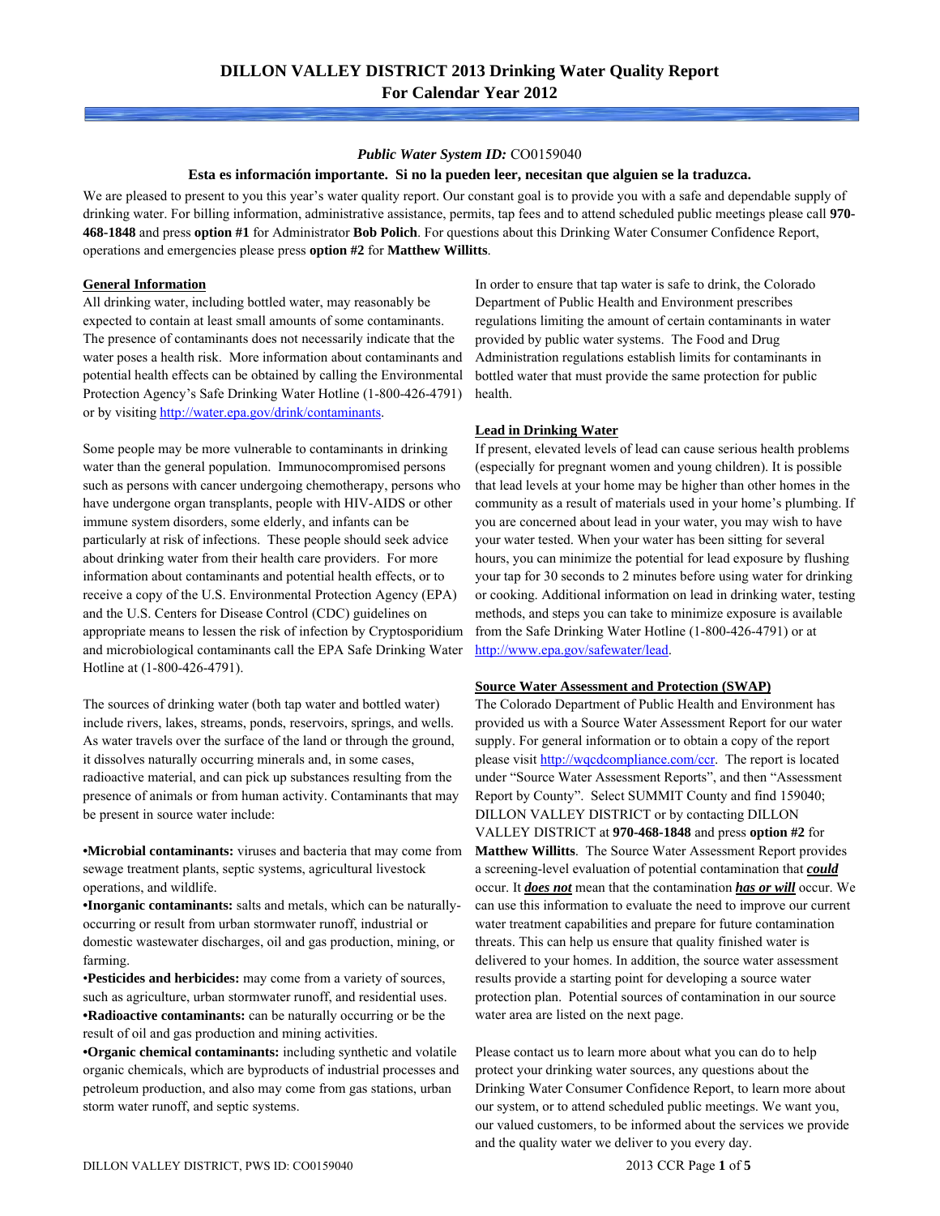# DILLON VALLEY DISTRICT 2013 Drinking Water Quality Report
## For Calendar Year 2012

***Public Water System ID:*** CO0159040

**Esta es información importante. Si no la pueden leer, necesitan que alguien se la traduzca.**

We are pleased to present to you this year's water quality report. Our constant goal is to provide you with a safe and dependable supply of drinking water. For billing information, administrative assistance, permits, tap fees and to attend scheduled public meetings please call **970-468-1848** and press **option #1** for Administrator **Bob Polich**. For questions about this Drinking Water Consumer Confidence Report, operations and emergencies please press **option #2** for **Matthew Willitts**.

### General Information

All drinking water, including bottled water, may reasonably be expected to contain at least small amounts of some contaminants. The presence of contaminants does not necessarily indicate that the water poses a health risk. More information about contaminants and potential health effects can be obtained by calling the Environmental Protection Agency's Safe Drinking Water Hotline (1-800-426-4791) or by visiting http://water.epa.gov/drink/contaminants.

Some people may be more vulnerable to contaminants in drinking water than the general population. Immunocompromised persons such as persons with cancer undergoing chemotherapy, persons who have undergone organ transplants, people with HIV-AIDS or other immune system disorders, some elderly, and infants can be particularly at risk of infections. These people should seek advice about drinking water from their health care providers. For more information about contaminants and potential health effects, or to receive a copy of the U.S. Environmental Protection Agency (EPA) and the U.S. Centers for Disease Control (CDC) guidelines on appropriate means to lessen the risk of infection by Cryptosporidium and microbiological contaminants call the EPA Safe Drinking Water Hotline at (1-800-426-4791).

The sources of drinking water (both tap water and bottled water) include rivers, lakes, streams, ponds, reservoirs, springs, and wells. As water travels over the surface of the land or through the ground, it dissolves naturally occurring minerals and, in some cases, radioactive material, and can pick up substances resulting from the presence of animals or from human activity. Contaminants that may be present in source water include:

- **Microbial contaminants:** viruses and bacteria that may come from sewage treatment plants, septic systems, agricultural livestock operations, and wildlife.
- **Inorganic contaminants:** salts and metals, which can be naturally-occurring or result from urban stormwater runoff, industrial or domestic wastewater discharges, oil and gas production, mining, or farming.
- **Pesticides and herbicides:** may come from a variety of sources, such as agriculture, urban stormwater runoff, and residential uses.
- **Radioactive contaminants:** can be naturally occurring or be the result of oil and gas production and mining activities.
- **Organic chemical contaminants:** including synthetic and volatile organic chemicals, which are byproducts of industrial processes and petroleum production, and also may come from gas stations, urban storm water runoff, and septic systems.

In order to ensure that tap water is safe to drink, the Colorado Department of Public Health and Environment prescribes regulations limiting the amount of certain contaminants in water provided by public water systems. The Food and Drug Administration regulations establish limits for contaminants in bottled water that must provide the same protection for public health.

### Lead in Drinking Water

If present, elevated levels of lead can cause serious health problems (especially for pregnant women and young children). It is possible that lead levels at your home may be higher than other homes in the community as a result of materials used in your home's plumbing. If you are concerned about lead in your water, you may wish to have your water tested. When your water has been sitting for several hours, you can minimize the potential for lead exposure by flushing your tap for 30 seconds to 2 minutes before using water for drinking or cooking. Additional information on lead in drinking water, testing methods, and steps you can take to minimize exposure is available from the Safe Drinking Water Hotline (1-800-426-4791) or at http://www.epa.gov/safewater/lead.

### Source Water Assessment and Protection (SWAP)

The Colorado Department of Public Health and Environment has provided us with a Source Water Assessment Report for our water supply. For general information or to obtain a copy of the report please visit http://wqcdcompliance.com/ccr. The report is located under "Source Water Assessment Reports", and then "Assessment Report by County". Select SUMMIT County and find 159040; DILLON VALLEY DISTRICT or by contacting DILLON VALLEY DISTRICT at **970-468-1848** and press **option #2** for **Matthew Willitts**. The Source Water Assessment Report provides a screening-level evaluation of potential contamination that ***could*** occur. It ***does not*** mean that the contamination ***has or will*** occur. We can use this information to evaluate the need to improve our current water treatment capabilities and prepare for future contamination threats. This can help us ensure that quality finished water is delivered to your homes. In addition, the source water assessment results provide a starting point for developing a source water protection plan. Potential sources of contamination in our source water area are listed on the next page.

Please contact us to learn more about what you can do to help protect your drinking water sources, any questions about the Drinking Water Consumer Confidence Report, to learn more about our system, or to attend scheduled public meetings. We want you, our valued customers, to be informed about the services we provide and the quality water we deliver to you every day.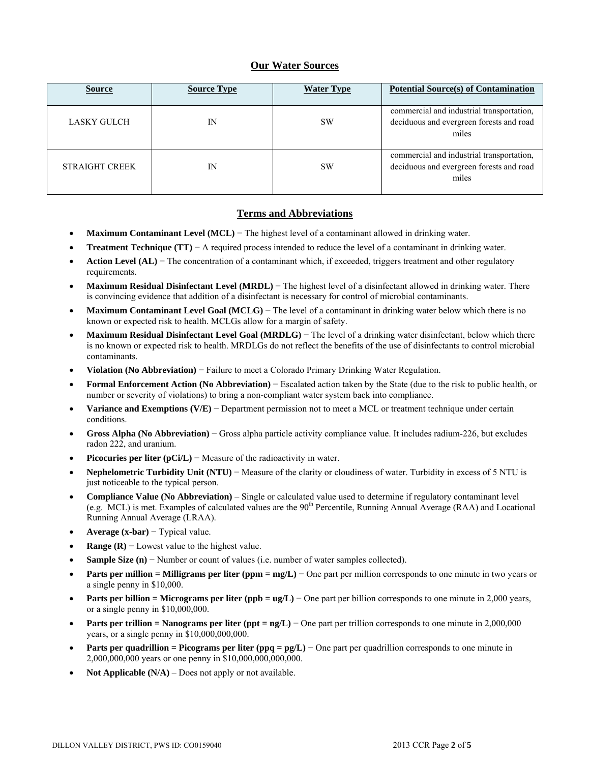## Our Water Sources

| Source | Source Type | Water Type | Potential Source(s) of Contamination |
|---|---|---|---|
| LASKY GULCH | IN | SW | commercial and industrial transportation, deciduous and evergreen forests and road miles |
| STRAIGHT CREEK | IN | SW | commercial and industrial transportation, deciduous and evergreen forests and road miles |

## Terms and Abbreviations

- **Maximum Contaminant Level (MCL)** − The highest level of a contaminant allowed in drinking water.
- **Treatment Technique (TT)** − A required process intended to reduce the level of a contaminant in drinking water.
- **Action Level (AL)** − The concentration of a contaminant which, if exceeded, triggers treatment and other regulatory requirements.
- **Maximum Residual Disinfectant Level (MRDL)** − The highest level of a disinfectant allowed in drinking water. There is convincing evidence that addition of a disinfectant is necessary for control of microbial contaminants.
- **Maximum Contaminant Level Goal (MCLG)** − The level of a contaminant in drinking water below which there is no known or expected risk to health. MCLGs allow for a margin of safety.
- **Maximum Residual Disinfectant Level Goal (MRDLG)** − The level of a drinking water disinfectant, below which there is no known or expected risk to health. MRDLGs do not reflect the benefits of the use of disinfectants to control microbial contaminants.
- **Violation (No Abbreviation)** − Failure to meet a Colorado Primary Drinking Water Regulation.
- **Formal Enforcement Action (No Abbreviation)** − Escalated action taken by the State (due to the risk to public health, or number or severity of violations) to bring a non-compliant water system back into compliance.
- **Variance and Exemptions (V/E)** − Department permission not to meet a MCL or treatment technique under certain conditions.
- **Gross Alpha (No Abbreviation)** − Gross alpha particle activity compliance value. It includes radium-226, but excludes radon 222, and uranium.
- **Picocuries per liter (pCi/L)** − Measure of the radioactivity in water.
- **Nephelometric Turbidity Unit (NTU)** − Measure of the clarity or cloudiness of water. Turbidity in excess of 5 NTU is just noticeable to the typical person.
- **Compliance Value (No Abbreviation)** – Single or calculated value used to determine if regulatory contaminant level (e.g. MCL) is met. Examples of calculated values are the 90$^{th}$ Percentile, Running Annual Average (RAA) and Locational Running Annual Average (LRAA).
- **Average (x-bar)** − Typical value.
- **Range (R)** − Lowest value to the highest value.
- **Sample Size (n)** − Number or count of values (i.e. number of water samples collected).
- **Parts per million = Milligrams per liter (ppm = mg/L)** − One part per million corresponds to one minute in two years or a single penny in $10,000.
- **Parts per billion = Micrograms per liter (ppb = ug/L)** − One part per billion corresponds to one minute in 2,000 years, or a single penny in $10,000,000.
- **Parts per trillion = Nanograms per liter (ppt = ng/L)** − One part per trillion corresponds to one minute in 2,000,000 years, or a single penny in $10,000,000,000.
- **Parts per quadrillion = Picograms per liter (ppq = pg/L)** − One part per quadrillion corresponds to one minute in 2,000,000,000 years or one penny in $10,000,000,000,000.
- **Not Applicable (N/A)** – Does not apply or not available.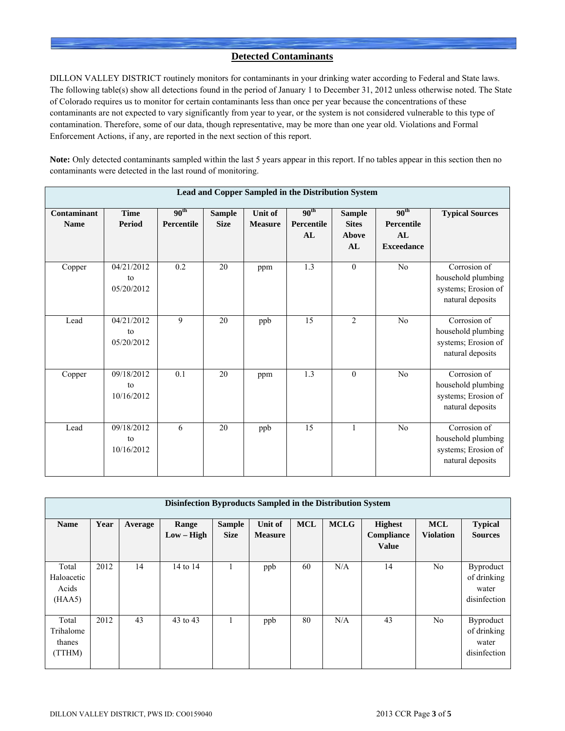## Detected Contaminants

DILLON VALLEY DISTRICT routinely monitors for contaminants in your drinking water according to Federal and State laws. The following table(s) show all detections found in the period of January 1 to December 31, 2012 unless otherwise noted. The State of Colorado requires us to monitor for certain contaminants less than once per year because the concentrations of these contaminants are not expected to vary significantly from year to year, or the system is not considered vulnerable to this type of contamination. Therefore, some of our data, though representative, may be more than one year old. Violations and Formal Enforcement Actions, if any, are reported in the next section of this report.

**Note:** Only detected contaminants sampled within the last 5 years appear in this report. If no tables appear in this section then no contaminants were detected in the last round of monitoring.

**Lead and Copper Sampled in the Distribution System**

| Contaminant Name | Time Period | 90th Percentile | Sample Size | Unit of Measure | 90th Percentile AL | Sample Sites Above AL | 90th Percentile AL Exceedance | Typical Sources |
|---|---|---|---|---|---|---|---|---|
| Copper | 04/21/2012 to 05/20/2012 | 0.2 | 20 | ppm | 1.3 | 0 | No | Corrosion of household plumbing systems; Erosion of natural deposits |
| Lead | 04/21/2012 to 05/20/2012 | 9 | 20 | ppb | 15 | 2 | No | Corrosion of household plumbing systems; Erosion of natural deposits |
| Copper | 09/18/2012 to 10/16/2012 | 0.1 | 20 | ppm | 1.3 | 0 | No | Corrosion of household plumbing systems; Erosion of natural deposits |
| Lead | 09/18/2012 to 10/16/2012 | 6 | 20 | ppb | 15 | 1 | No | Corrosion of household plumbing systems; Erosion of natural deposits |

**Disinfection Byproducts Sampled in the Distribution System**

| Name | Year | Average | Range Low – High | Sample Size | Unit of Measure | MCL | MCLG | Highest Compliance Value | MCL Violation | Typical Sources |
|---|---|---|---|---|---|---|---|---|---|---|
| Total Haloacetic Acids (HAA5) | 2012 | 14 | 14 to 14 | 1 | ppb | 60 | N/A | 14 | No | Byproduct of drinking water disinfection |
| Total Trihalomethanes (TTHM) | 2012 | 43 | 43 to 43 | 1 | ppb | 80 | N/A | 43 | No | Byproduct of drinking water disinfection |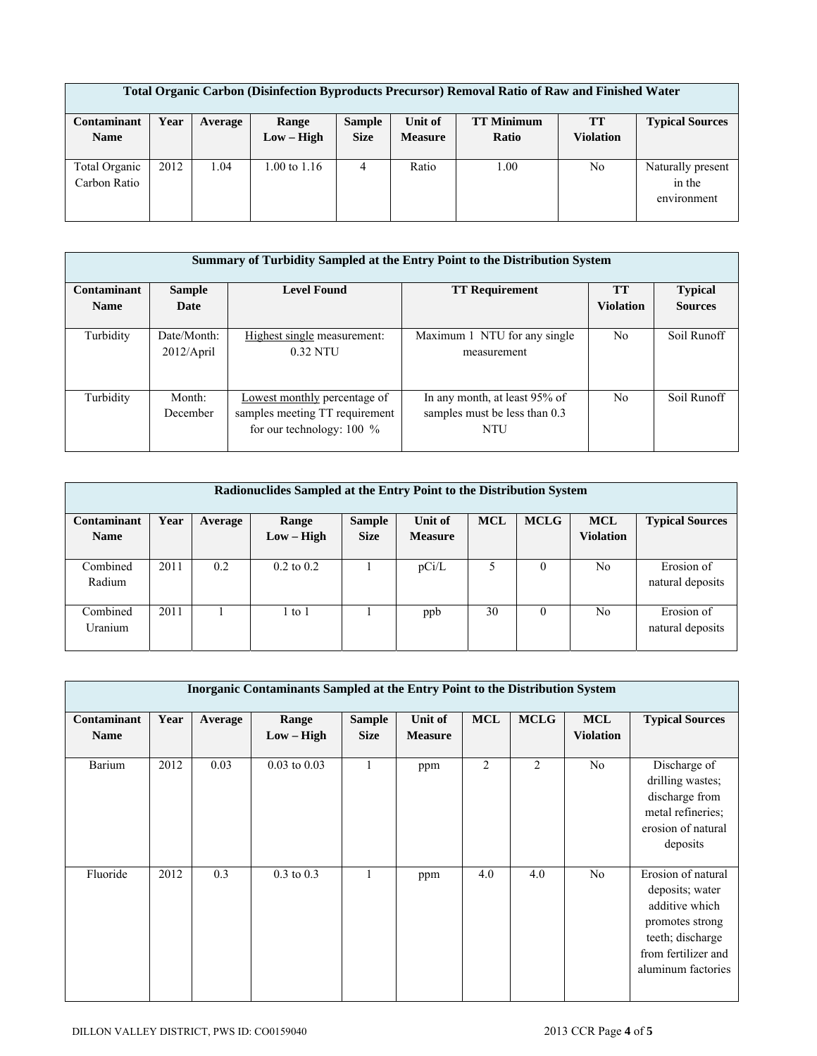| Total Organic Carbon (Disinfection Byproducts Precursor) Removal Ratio of Raw and Finished Water | | | | | | | | |
|---|---|---|---|---|---|---|---|---|
| **Contaminant Name** | **Year** | **Average** | **Range Low – High** | **Sample Size** | **Unit of Measure** | **TT Minimum Ratio** | **TT Violation** | **Typical Sources** |
| Total Organic Carbon Ratio | 2012 | 1.04 | 1.00 to 1.16 | 4 | Ratio | 1.00 | No | Naturally present in the environment |

| Summary of Turbidity Sampled at the Entry Point to the Distribution System | | | | | |
|---|---|---|---|---|---|
| **Contaminant Name** | **Sample Date** | **Level Found** | **TT Requirement** | **TT Violation** | **Typical Sources** |
| Turbidity | Date/Month: 2012/April | Highest single measurement: 0.32 NTU | Maximum 1 NTU for any single measurement | No | Soil Runoff |
| Turbidity | Month: December | Lowest monthly percentage of samples meeting TT requirement for our technology: 100 % | In any month, at least 95% of samples must be less than 0.3 NTU | No | Soil Runoff |

| Radionuclides Sampled at the Entry Point to the Distribution System | | | | | | | | | |
|---|---|---|---|---|---|---|---|---|---|
| **Contaminant Name** | **Year** | **Average** | **Range Low – High** | **Sample Size** | **Unit of Measure** | **MCL** | **MCLG** | **MCL Violation** | **Typical Sources** |
| Combined Radium | 2011 | 0.2 | 0.2 to 0.2 | 1 | pCi/L | 5 | 0 | No | Erosion of natural deposits |
| Combined Uranium | 2011 | 1 | 1 to 1 | 1 | ppb | 30 | 0 | No | Erosion of natural deposits |

| Inorganic Contaminants Sampled at the Entry Point to the Distribution System | | | | | | | | | |
|---|---|---|---|---|---|---|---|---|---|
| **Contaminant Name** | **Year** | **Average** | **Range Low – High** | **Sample Size** | **Unit of Measure** | **MCL** | **MCLG** | **MCL Violation** | **Typical Sources** |
| Barium | 2012 | 0.03 | 0.03 to 0.03 | 1 | ppm | 2 | 2 | No | Discharge of drilling wastes; discharge from metal refineries; erosion of natural deposits |
| Fluoride | 2012 | 0.3 | 0.3 to 0.3 | 1 | ppm | 4.0 | 4.0 | No | Erosion of natural deposits; water additive which promotes strong teeth; discharge from fertilizer and aluminum factories |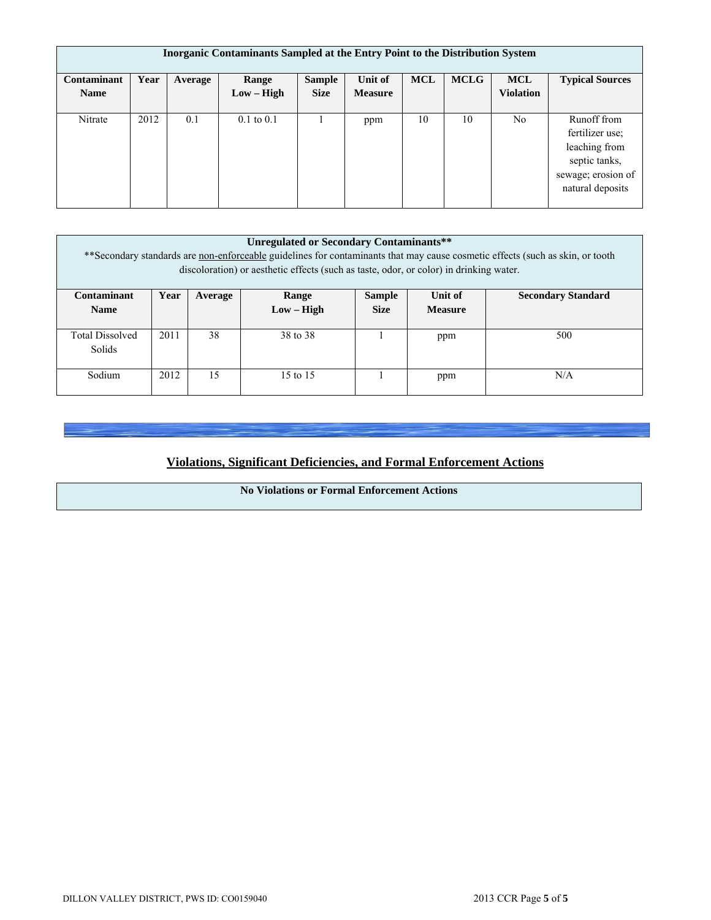| Inorganic Contaminants Sampled at the Entry Point to the Distribution System | | | | | | | | | |
|---|---|---|---|---|---|---|---|---|---|
| **Contaminant Name** | **Year** | **Average** | **Range Low – High** | **Sample Size** | **Unit of Measure** | **MCL** | **MCLG** | **MCL Violation** | **Typical Sources** |
| Nitrate | 2012 | 0.1 | 0.1 to 0.1 | 1 | ppm | 10 | 10 | No | Runoff from fertilizer use; leaching from septic tanks, sewage; erosion of natural deposits |

**Unregulated or Secondary Contaminants****

**Secondary standards are non-enforceable guidelines for contaminants that may cause cosmetic effects (such as skin, or tooth discoloration) or aesthetic effects (such as taste, odor, or color) in drinking water.

| Contaminant Name | Year | Average | Range Low – High | Sample Size | Unit of Measure | Secondary Standard |
|---|---|---|---|---|---|---|
| Total Dissolved Solids | 2011 | 38 | 38 to 38 | 1 | ppm | 500 |
| Sodium | 2012 | 15 | 15 to 15 | 1 | ppm | N/A |

## Violations, Significant Deficiencies, and Formal Enforcement Actions

**No Violations or Formal Enforcement Actions**